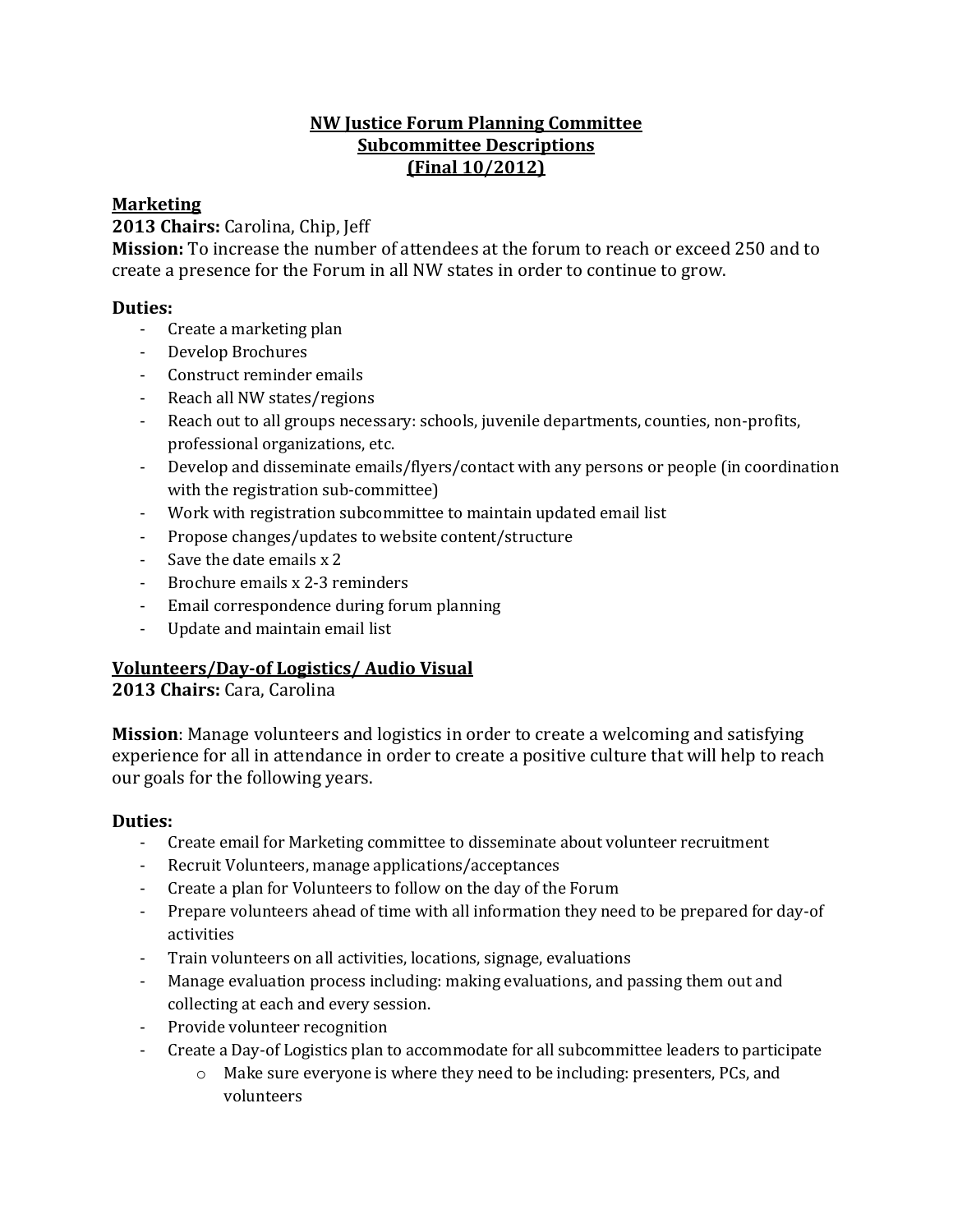# NW Justice Forum Planning Committee
# Subcommittee Descriptions
# (Final 10/2012)

## Marketing

**2013 Chairs:** Carolina, Chip, Jeff

**Mission:** To increase the number of attendees at the forum to reach or exceed 250 and to create a presence for the Forum in all NW states in order to continue to grow.

**Duties:**

- Create a marketing plan
- Develop Brochures
- Construct reminder emails
- Reach all NW states/regions
- Reach out to all groups necessary: schools, juvenile departments, counties, non-profits, professional organizations, etc.
- Develop and disseminate emails/flyers/contact with any persons or people (in coordination with the registration sub-committee)
- Work with registration subcommittee to maintain updated email list
- Propose changes/updates to website content/structure
- Save the date emails x 2
- Brochure emails x 2-3 reminders
- Email correspondence during forum planning
- Update and maintain email list

## Volunteers/Day-of Logistics/ Audio Visual

**2013 Chairs:** Cara, Carolina

**Mission**: Manage volunteers and logistics in order to create a welcoming and satisfying experience for all in attendance in order to create a positive culture that will help to reach our goals for the following years.

**Duties:**

- Create email for Marketing committee to disseminate about volunteer recruitment
- Recruit Volunteers, manage applications/acceptances
- Create a plan for Volunteers to follow on the day of the Forum
- Prepare volunteers ahead of time with all information they need to be prepared for day-of activities
- Train volunteers on all activities, locations, signage, evaluations
- Manage evaluation process including: making evaluations, and passing them out and collecting at each and every session.
- Provide volunteer recognition
- Create a Day-of Logistics plan to accommodate for all subcommittee leaders to participate
  - Make sure everyone is where they need to be including: presenters, PCs, and volunteers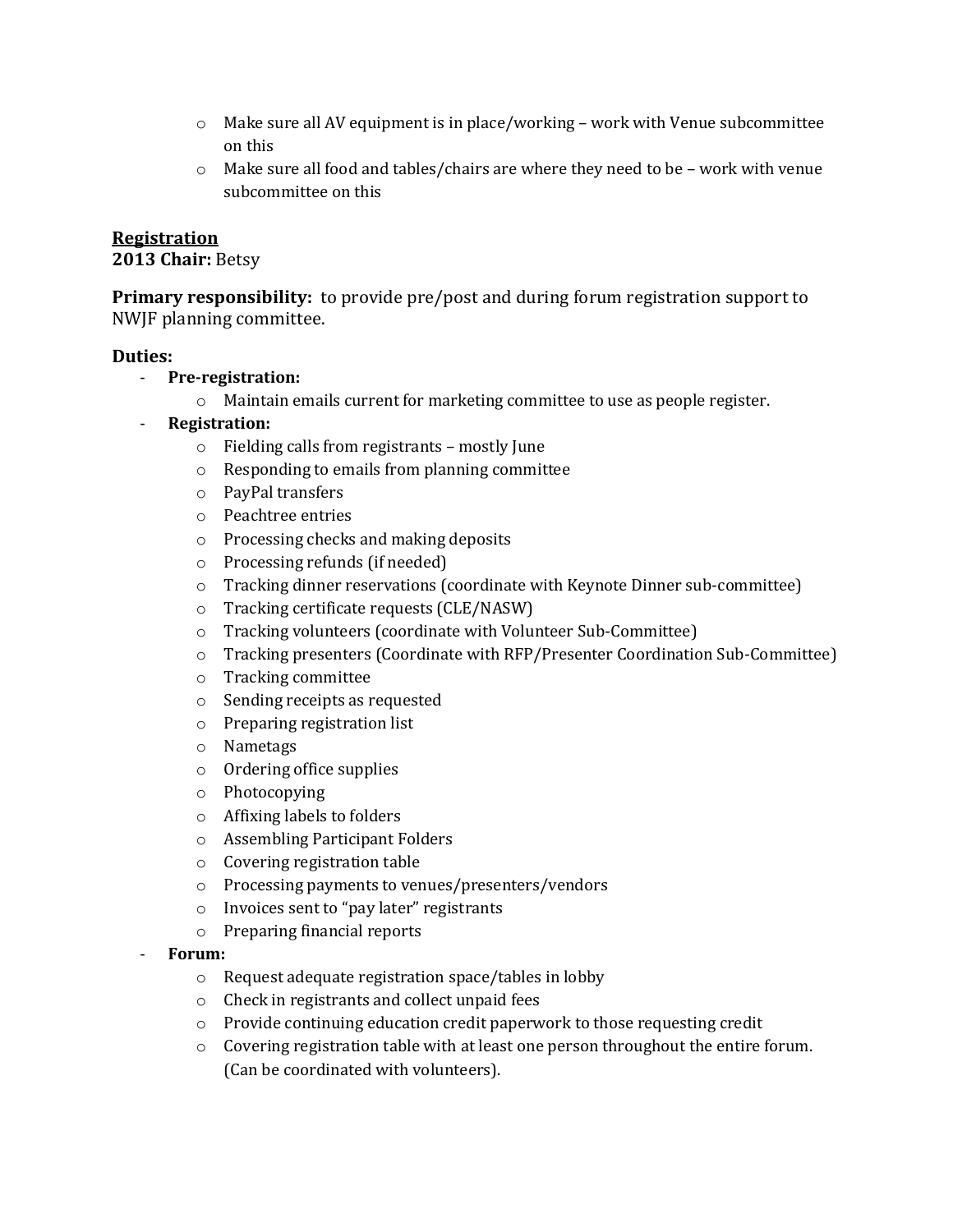- Make sure all AV equipment is in place/working – work with Venue subcommittee on this
- Make sure all food and tables/chairs are where they need to be – work with venue subcommittee on this

## <u>Registration</u>

**2013 Chair:** Betsy

**Primary responsibility:** to provide pre/post and during forum registration support to NWJF planning committee.

**Duties:**

- **Pre-registration:**
  - Maintain emails current for marketing committee to use as people register.
- **Registration:**
  - Fielding calls from registrants – mostly June
  - Responding to emails from planning committee
  - PayPal transfers
  - Peachtree entries
  - Processing checks and making deposits
  - Processing refunds (if needed)
  - Tracking dinner reservations (coordinate with Keynote Dinner sub-committee)
  - Tracking certificate requests (CLE/NASW)
  - Tracking volunteers (coordinate with Volunteer Sub-Committee)
  - Tracking presenters (Coordinate with RFP/Presenter Coordination Sub-Committee)
  - Tracking committee
  - Sending receipts as requested
  - Preparing registration list
  - Nametags
  - Ordering office supplies
  - Photocopying
  - Affixing labels to folders
  - Assembling Participant Folders
  - Covering registration table
  - Processing payments to venues/presenters/vendors
  - Invoices sent to "pay later" registrants
  - Preparing financial reports
- **Forum:**
  - Request adequate registration space/tables in lobby
  - Check in registrants and collect unpaid fees
  - Provide continuing education credit paperwork to those requesting credit
  - Covering registration table with at least one person throughout the entire forum. (Can be coordinated with volunteers).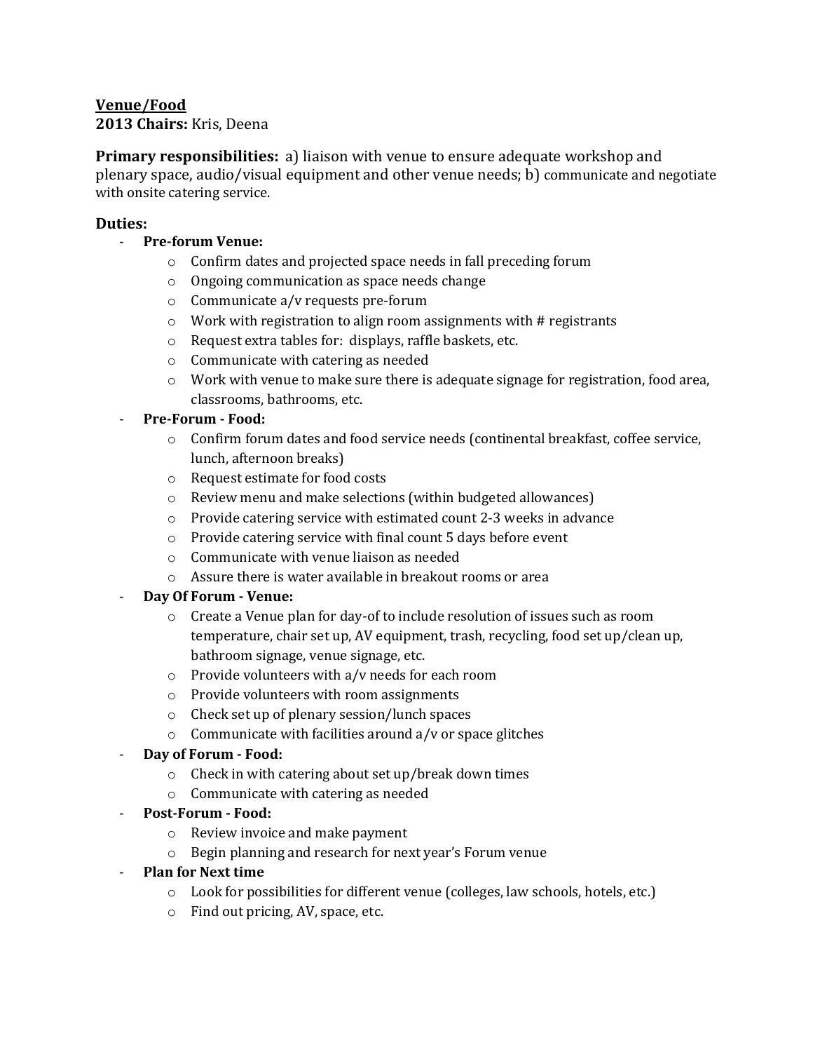**<u>Venue/Food</u>**
**2013 Chairs:** Kris, Deena

**Primary responsibilities:** a) liaison with venue to ensure adequate workshop and plenary space, audio/visual equipment and other venue needs; b) communicate and negotiate with onsite catering service.

**Duties:**

- **Pre-forum Venue:**
  - Confirm dates and projected space needs in fall preceding forum
  - Ongoing communication as space needs change
  - Communicate a/v requests pre-forum
  - Work with registration to align room assignments with # registrants
  - Request extra tables for: displays, raffle baskets, etc.
  - Communicate with catering as needed
  - Work with venue to make sure there is adequate signage for registration, food area, classrooms, bathrooms, etc.
- **Pre-Forum - Food:**
  - Confirm forum dates and food service needs (continental breakfast, coffee service, lunch, afternoon breaks)
  - Request estimate for food costs
  - Review menu and make selections (within budgeted allowances)
  - Provide catering service with estimated count 2-3 weeks in advance
  - Provide catering service with final count 5 days before event
  - Communicate with venue liaison as needed
  - Assure there is water available in breakout rooms or area
- **Day Of Forum - Venue:**
  - Create a Venue plan for day-of to include resolution of issues such as room temperature, chair set up, AV equipment, trash, recycling, food set up/clean up, bathroom signage, venue signage, etc.
  - Provide volunteers with a/v needs for each room
  - Provide volunteers with room assignments
  - Check set up of plenary session/lunch spaces
  - Communicate with facilities around a/v or space glitches
- **Day of Forum - Food:**
  - Check in with catering about set up/break down times
  - Communicate with catering as needed
- **Post-Forum - Food:**
  - Review invoice and make payment
  - Begin planning and research for next year's Forum venue
- **Plan for Next time**
  - Look for possibilities for different venue (colleges, law schools, hotels, etc.)
  - Find out pricing, AV, space, etc.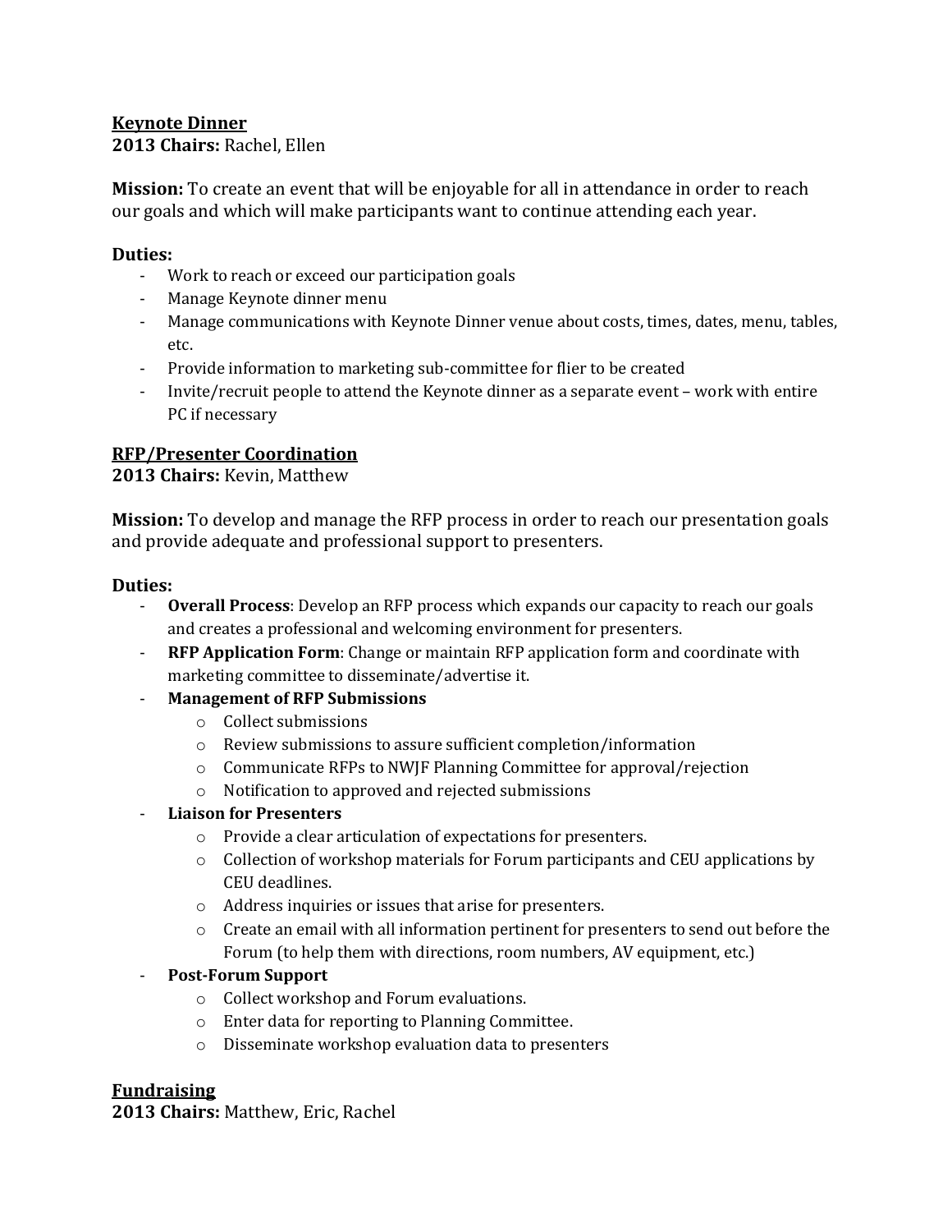**Keynote Dinner**
**2013 Chairs:** Rachel, Ellen

**Mission:** To create an event that will be enjoyable for all in attendance in order to reach our goals and which will make participants want to continue attending each year.

**Duties:**

- Work to reach or exceed our participation goals
- Manage Keynote dinner menu
- Manage communications with Keynote Dinner venue about costs, times, dates, menu, tables, etc.
- Provide information to marketing sub-committee for flier to be created
- Invite/recruit people to attend the Keynote dinner as a separate event – work with entire PC if necessary

**RFP/Presenter Coordination**
**2013 Chairs:** Kevin, Matthew

**Mission:** To develop and manage the RFP process in order to reach our presentation goals and provide adequate and professional support to presenters.

**Duties:**

- **Overall Process**: Develop an RFP process which expands our capacity to reach our goals and creates a professional and welcoming environment for presenters.
- **RFP Application Form**: Change or maintain RFP application form and coordinate with marketing committee to disseminate/advertise it.
- **Management of RFP Submissions**
  - Collect submissions
  - Review submissions to assure sufficient completion/information
  - Communicate RFPs to NWJF Planning Committee for approval/rejection
  - Notification to approved and rejected submissions
- **Liaison for Presenters**
  - Provide a clear articulation of expectations for presenters.
  - Collection of workshop materials for Forum participants and CEU applications by CEU deadlines.
  - Address inquiries or issues that arise for presenters.
  - Create an email with all information pertinent for presenters to send out before the Forum (to help them with directions, room numbers, AV equipment, etc.)
- **Post-Forum Support**
  - Collect workshop and Forum evaluations.
  - Enter data for reporting to Planning Committee.
  - Disseminate workshop evaluation data to presenters

**Fundraising**
**2013 Chairs:** Matthew, Eric, Rachel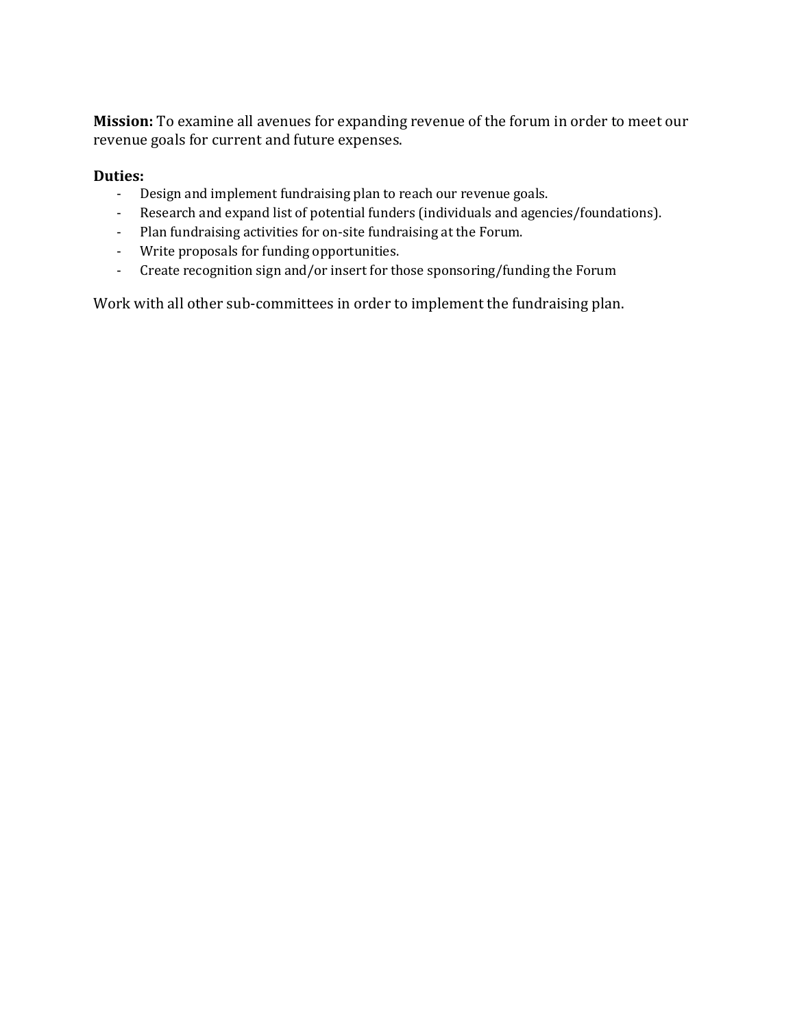**Mission:** To examine all avenues for expanding revenue of the forum in order to meet our revenue goals for current and future expenses.

**Duties:**

- Design and implement fundraising plan to reach our revenue goals.
- Research and expand list of potential funders (individuals and agencies/foundations).
- Plan fundraising activities for on-site fundraising at the Forum.
- Write proposals for funding opportunities.
- Create recognition sign and/or insert for those sponsoring/funding the Forum

Work with all other sub-committees in order to implement the fundraising plan.